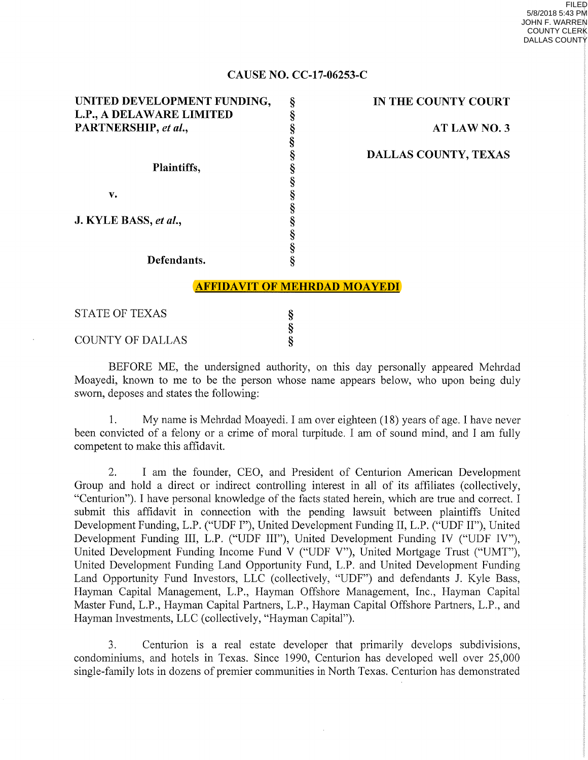FILED
5/8/2018 5:43 PM
JOHN F. WARREN
COUNTY CLERK
DALLAS COUNTY

**CAUSE NO. CC-17-06253-C**

| | | |
|---|---|---|
| **UNITED DEVELOPMENT FUNDING, L.P., A DELAWARE LIMITED PARTNERSHIP, *et al.*,** | § | **IN THE COUNTY COURT** |
| | § | |
| | § | **AT LAW NO. 3** |
| **Plaintiffs,** | § | |
| | § | **DALLAS COUNTY, TEXAS** |
| **v.** | § | |
| | § | |
| **J. KYLE BASS, *et al.*,** | § | |
| | § | |
| **Defendants.** | § | |

**AFFIDAVIT OF MEHRDAD MOAYEDI**

| | |
|---|---|
| STATE OF TEXAS | § |
| | § |
| COUNTY OF DALLAS | § |

BEFORE ME, the undersigned authority, on this day personally appeared Mehrdad Moayedi, known to me to be the person whose name appears below, who upon being duly sworn, deposes and states the following:

1. My name is Mehrdad Moayedi. I am over eighteen (18) years of age. I have never been convicted of a felony or a crime of moral turpitude. I am of sound mind, and I am fully competent to make this affidavit.

2. I am the founder, CEO, and President of Centurion American Development Group and hold a direct or indirect controlling interest in all of its affiliates (collectively, "Centurion"). I have personal knowledge of the facts stated herein, which are true and correct. I submit this affidavit in connection with the pending lawsuit between plaintiffs United Development Funding, L.P. ("UDF I"), United Development Funding II, L.P. ("UDF II"), United Development Funding III, L.P. ("UDF III"), United Development Funding IV ("UDF IV"), United Development Funding Income Fund V ("UDF V"), United Mortgage Trust ("UMT"), United Development Funding Land Opportunity Fund, L.P. and United Development Funding Land Opportunity Fund Investors, LLC (collectively, "UDF") and defendants J. Kyle Bass, Hayman Capital Management, L.P., Hayman Offshore Management, Inc., Hayman Capital Master Fund, L.P., Hayman Capital Partners, L.P., Hayman Capital Offshore Partners, L.P., and Hayman Investments, LLC (collectively, "Hayman Capital").

3. Centurion is a real estate developer that primarily develops subdivisions, condominiums, and hotels in Texas. Since 1990, Centurion has developed well over 25,000 single-family lots in dozens of premier communities in North Texas. Centurion has demonstrated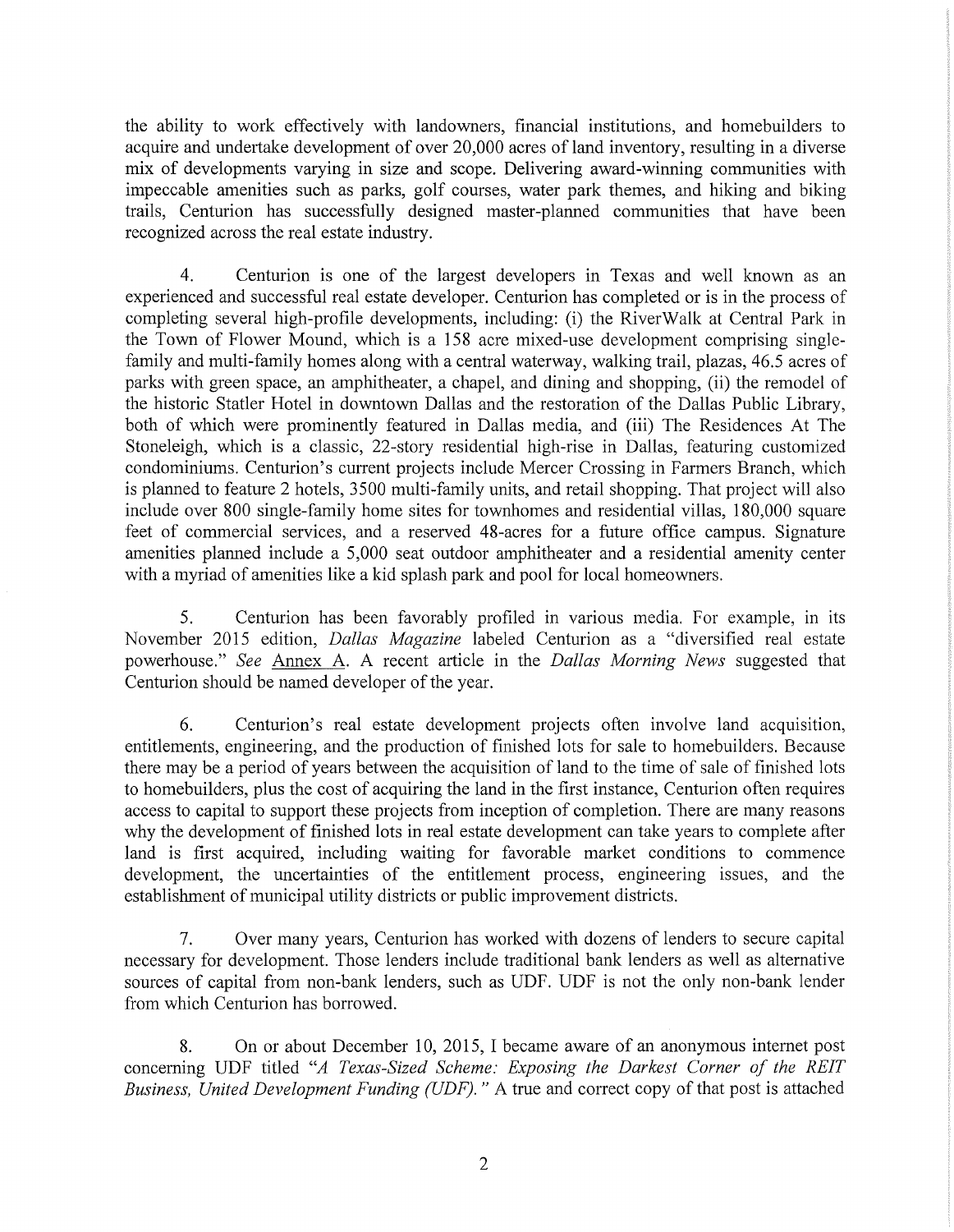the ability to work effectively with landowners, financial institutions, and homebuilders to acquire and undertake development of over 20,000 acres of land inventory, resulting in a diverse mix of developments varying in size and scope. Delivering award-winning communities with impeccable amenities such as parks, golf courses, water park themes, and hiking and biking trails, Centurion has successfully designed master-planned communities that have been recognized across the real estate industry.

4. Centurion is one of the largest developers in Texas and well known as an experienced and successful real estate developer. Centurion has completed or is in the process of completing several high-profile developments, including: (i) the RiverWalk at Central Park in the Town of Flower Mound, which is a 158 acre mixed-use development comprising single-family and multi-family homes along with a central waterway, walking trail, plazas, 46.5 acres of parks with green space, an amphitheater, a chapel, and dining and shopping, (ii) the remodel of the historic Statler Hotel in downtown Dallas and the restoration of the Dallas Public Library, both of which were prominently featured in Dallas media, and (iii) The Residences At The Stoneleigh, which is a classic, 22-story residential high-rise in Dallas, featuring customized condominiums. Centurion's current projects include Mercer Crossing in Farmers Branch, which is planned to feature 2 hotels, 3500 multi-family units, and retail shopping. That project will also include over 800 single-family home sites for townhomes and residential villas, 180,000 square feet of commercial services, and a reserved 48-acres for a future office campus. Signature amenities planned include a 5,000 seat outdoor amphitheater and a residential amenity center with a myriad of amenities like a kid splash park and pool for local homeowners.

5. Centurion has been favorably profiled in various media. For example, in its November 2015 edition, *Dallas Magazine* labeled Centurion as a "diversified real estate powerhouse." *See* Annex A. A recent article in the *Dallas Morning News* suggested that Centurion should be named developer of the year.

6. Centurion's real estate development projects often involve land acquisition, entitlements, engineering, and the production of finished lots for sale to homebuilders. Because there may be a period of years between the acquisition of land to the time of sale of finished lots to homebuilders, plus the cost of acquiring the land in the first instance, Centurion often requires access to capital to support these projects from inception of completion. There are many reasons why the development of finished lots in real estate development can take years to complete after land is first acquired, including waiting for favorable market conditions to commence development, the uncertainties of the entitlement process, engineering issues, and the establishment of municipal utility districts or public improvement districts.

7. Over many years, Centurion has worked with dozens of lenders to secure capital necessary for development. Those lenders include traditional bank lenders as well as alternative sources of capital from non-bank lenders, such as UDF. UDF is not the only non-bank lender from which Centurion has borrowed.

8. On or about December 10, 2015, I became aware of an anonymous internet post concerning UDF titled *"A Texas-Sized Scheme: Exposing the Darkest Corner of the REIT Business, United Development Funding (UDF)."* A true and correct copy of that post is attached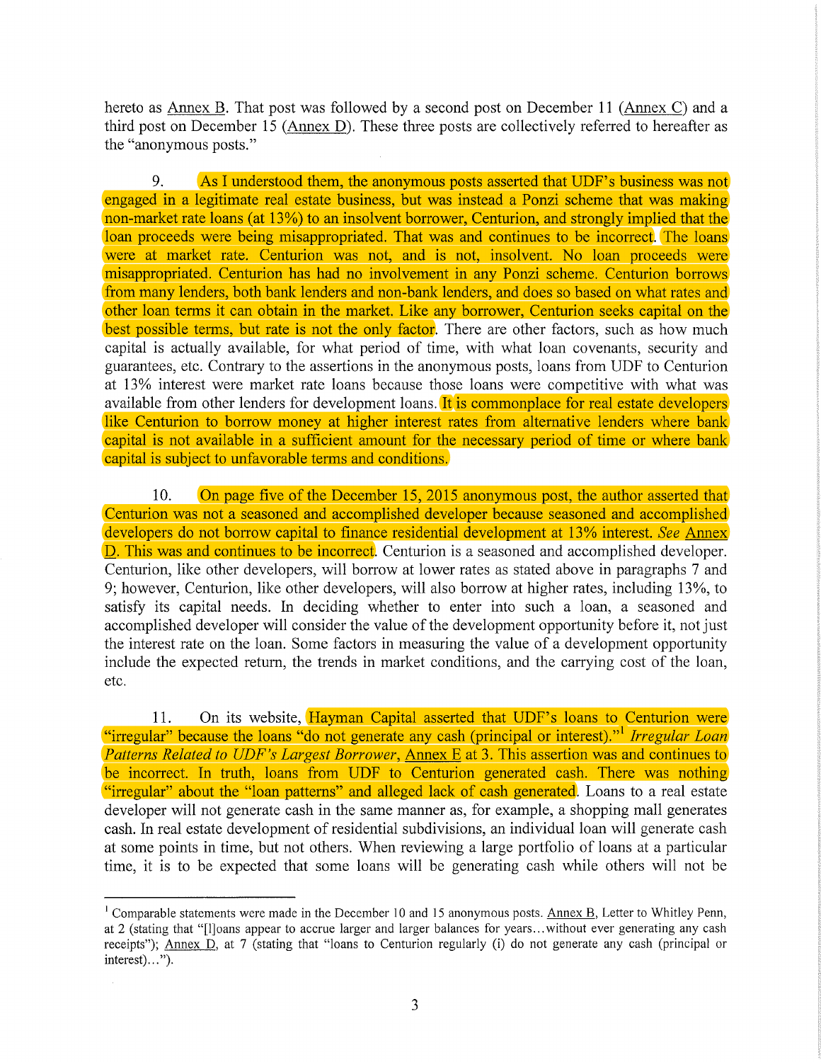hereto as Annex B. That post was followed by a second post on December 11 (Annex C) and a third post on December 15 (Annex D). These three posts are collectively referred to hereafter as the "anonymous posts."

9. As I understood them, the anonymous posts asserted that UDF's business was not engaged in a legitimate real estate business, but was instead a Ponzi scheme that was making non-market rate loans (at 13%) to an insolvent borrower, Centurion, and strongly implied that the loan proceeds were being misappropriated. That was and continues to be incorrect. The loans were at market rate. Centurion was not, and is not, insolvent. No loan proceeds were misappropriated. Centurion has had no involvement in any Ponzi scheme. Centurion borrows from many lenders, both bank lenders and non-bank lenders, and does so based on what rates and other loan terms it can obtain in the market. Like any borrower, Centurion seeks capital on the best possible terms, but rate is not the only factor. There are other factors, such as how much capital is actually available, for what period of time, with what loan covenants, security and guarantees, etc. Contrary to the assertions in the anonymous posts, loans from UDF to Centurion at 13% interest were market rate loans because those loans were competitive with what was available from other lenders for development loans. It is commonplace for real estate developers like Centurion to borrow money at higher interest rates from alternative lenders where bank capital is not available in a sufficient amount for the necessary period of time or where bank capital is subject to unfavorable terms and conditions.

10. On page five of the December 15, 2015 anonymous post, the author asserted that Centurion was not a seasoned and accomplished developer because seasoned and accomplished developers do not borrow capital to finance residential development at 13% interest. *See* Annex D. This was and continues to be incorrect. Centurion is a seasoned and accomplished developer. Centurion, like other developers, will borrow at lower rates as stated above in paragraphs 7 and 9; however, Centurion, like other developers, will also borrow at higher rates, including 13%, to satisfy its capital needs. In deciding whether to enter into such a loan, a seasoned and accomplished developer will consider the value of the development opportunity before it, not just the interest rate on the loan. Some factors in measuring the value of a development opportunity include the expected return, the trends in market conditions, and the carrying cost of the loan, etc.

11. On its website, Hayman Capital asserted that UDF's loans to Centurion were "irregular" because the loans "do not generate any cash (principal or interest)."[1] *Irregular Loan Patterns Related to UDF's Largest Borrower*, Annex E at 3. This assertion was and continues to be incorrect. In truth, loans from UDF to Centurion generated cash. There was nothing "irregular" about the "loan patterns" and alleged lack of cash generated. Loans to a real estate developer will not generate cash in the same manner as, for example, a shopping mall generates cash. In real estate development of residential subdivisions, an individual loan will generate cash at some points in time, but not others. When reviewing a large portfolio of loans at a particular time, it is to be expected that some loans will be generating cash while others will not be

---

[1] Comparable statements were made in the December 10 and 15 anonymous posts. Annex B, Letter to Whitley Penn, at 2 (stating that "[l]oans appear to accrue larger and larger balances for years…without ever generating any cash receipts"); Annex D, at 7 (stating that "loans to Centurion regularly (i) do not generate any cash (principal or interest)…").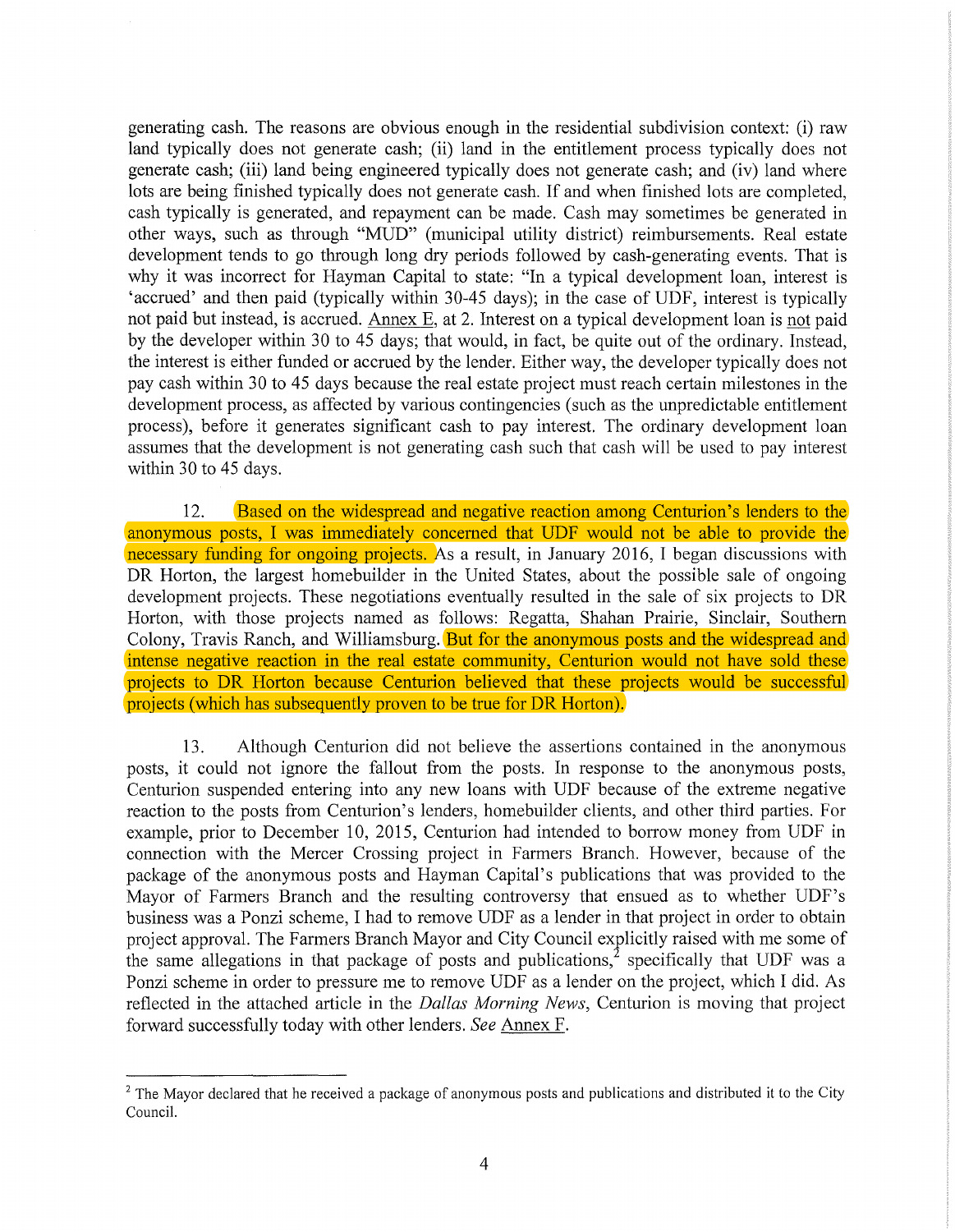generating cash. The reasons are obvious enough in the residential subdivision context: (i) raw land typically does not generate cash; (ii) land in the entitlement process typically does not generate cash; (iii) land being engineered typically does not generate cash; and (iv) land where lots are being finished typically does not generate cash. If and when finished lots are completed, cash typically is generated, and repayment can be made. Cash may sometimes be generated in other ways, such as through "MUD" (municipal utility district) reimbursements. Real estate development tends to go through long dry periods followed by cash-generating events. That is why it was incorrect for Hayman Capital to state: "In a typical development loan, interest is 'accrued' and then paid (typically within 30-45 days); in the case of UDF, interest is typically not paid but instead, is accrued. Annex E, at 2. Interest on a typical development loan is not paid by the developer within 30 to 45 days; that would, in fact, be quite out of the ordinary. Instead, the interest is either funded or accrued by the lender. Either way, the developer typically does not pay cash within 30 to 45 days because the real estate project must reach certain milestones in the development process, as affected by various contingencies (such as the unpredictable entitlement process), before it generates significant cash to pay interest. The ordinary development loan assumes that the development is not generating cash such that cash will be used to pay interest within 30 to 45 days.

12. Based on the widespread and negative reaction among Centurion's lenders to the anonymous posts, I was immediately concerned that UDF would not be able to provide the necessary funding for ongoing projects. As a result, in January 2016, I began discussions with DR Horton, the largest homebuilder in the United States, about the possible sale of ongoing development projects. These negotiations eventually resulted in the sale of six projects to DR Horton, with those projects named as follows: Regatta, Shahan Prairie, Sinclair, Southern Colony, Travis Ranch, and Williamsburg. But for the anonymous posts and the widespread and intense negative reaction in the real estate community, Centurion would not have sold these projects to DR Horton because Centurion believed that these projects would be successful projects (which has subsequently proven to be true for DR Horton).

13. Although Centurion did not believe the assertions contained in the anonymous posts, it could not ignore the fallout from the posts. In response to the anonymous posts, Centurion suspended entering into any new loans with UDF because of the extreme negative reaction to the posts from Centurion's lenders, homebuilder clients, and other third parties. For example, prior to December 10, 2015, Centurion had intended to borrow money from UDF in connection with the Mercer Crossing project in Farmers Branch. However, because of the package of the anonymous posts and Hayman Capital's publications that was provided to the Mayor of Farmers Branch and the resulting controversy that ensued as to whether UDF's business was a Ponzi scheme, I had to remove UDF as a lender in that project in order to obtain project approval. The Farmers Branch Mayor and City Council explicitly raised with me some of the same allegations in that package of posts and publications,[2] specifically that UDF was a Ponzi scheme in order to pressure me to remove UDF as a lender on the project, which I did. As reflected in the attached article in the *Dallas Morning News*, Centurion is moving that project forward successfully today with other lenders. *See* Annex F.

---

[2] The Mayor declared that he received a package of anonymous posts and publications and distributed it to the City Council.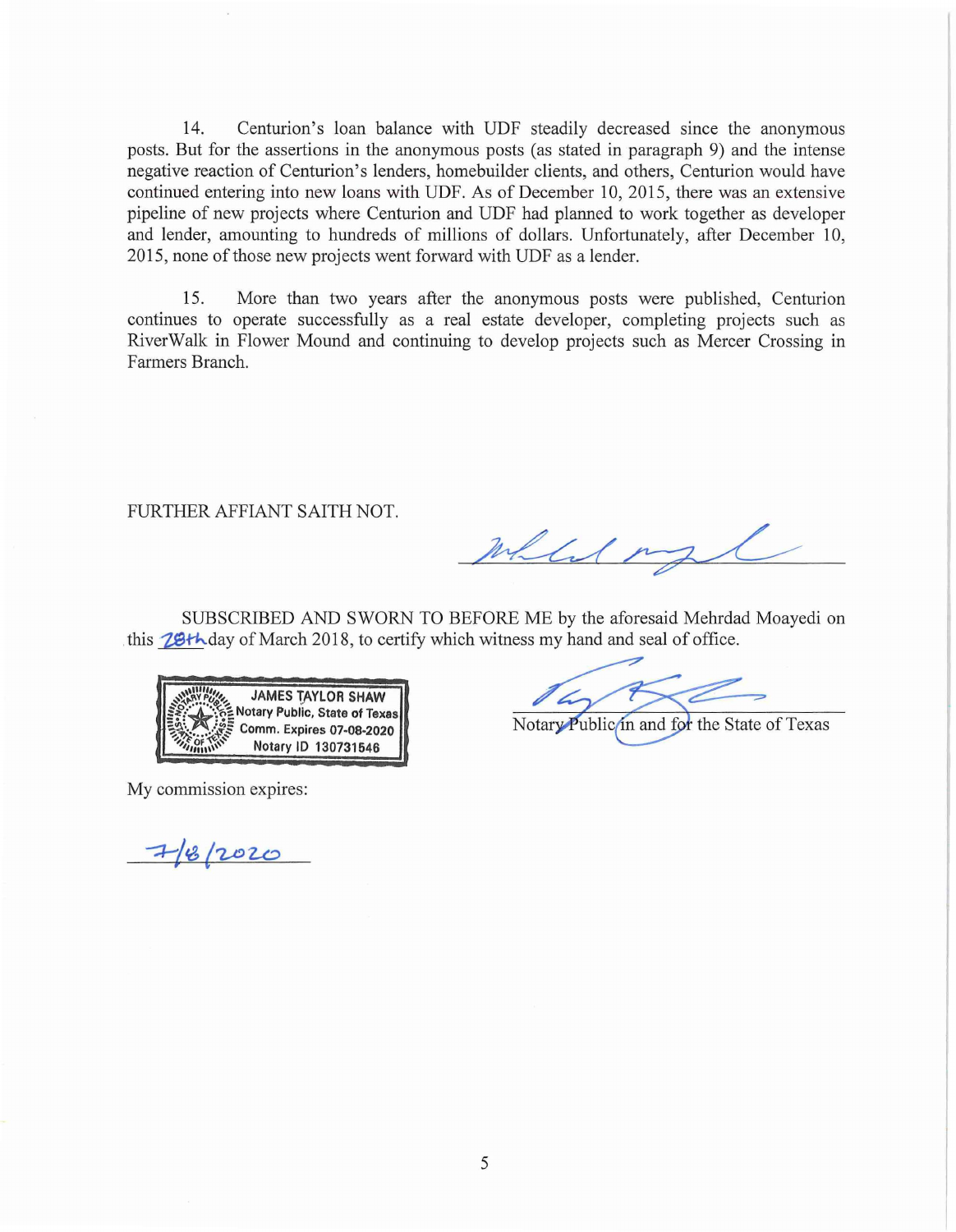14. Centurion's loan balance with UDF steadily decreased since the anonymous posts. But for the assertions in the anonymous posts (as stated in paragraph 9) and the intense negative reaction of Centurion's lenders, homebuilder clients, and others, Centurion would have continued entering into new loans with UDF. As of December 10, 2015, there was an extensive pipeline of new projects where Centurion and UDF had planned to work together as developer and lender, amounting to hundreds of millions of dollars. Unfortunately, after December 10, 2015, none of those new projects went forward with UDF as a lender.

15. More than two years after the anonymous posts were published, Centurion continues to operate successfully as a real estate developer, completing projects such as RiverWalk in Flower Mound and continuing to develop projects such as Mercer Crossing in Farmers Branch.

FURTHER AFFIANT SAITH NOT.

SUBSCRIBED AND SWORN TO BEFORE ME by the aforesaid Mehrdad Moayedi on this 28th day of March 2018, to certify which witness my hand and seal of office.

JAMES TAYLOR SHAW
Notary Public, State of Texas
Comm. Expires 07-08-2020
Notary ID 130731546

Notary Public in and for the State of Texas

My commission expires:

7/8/2020